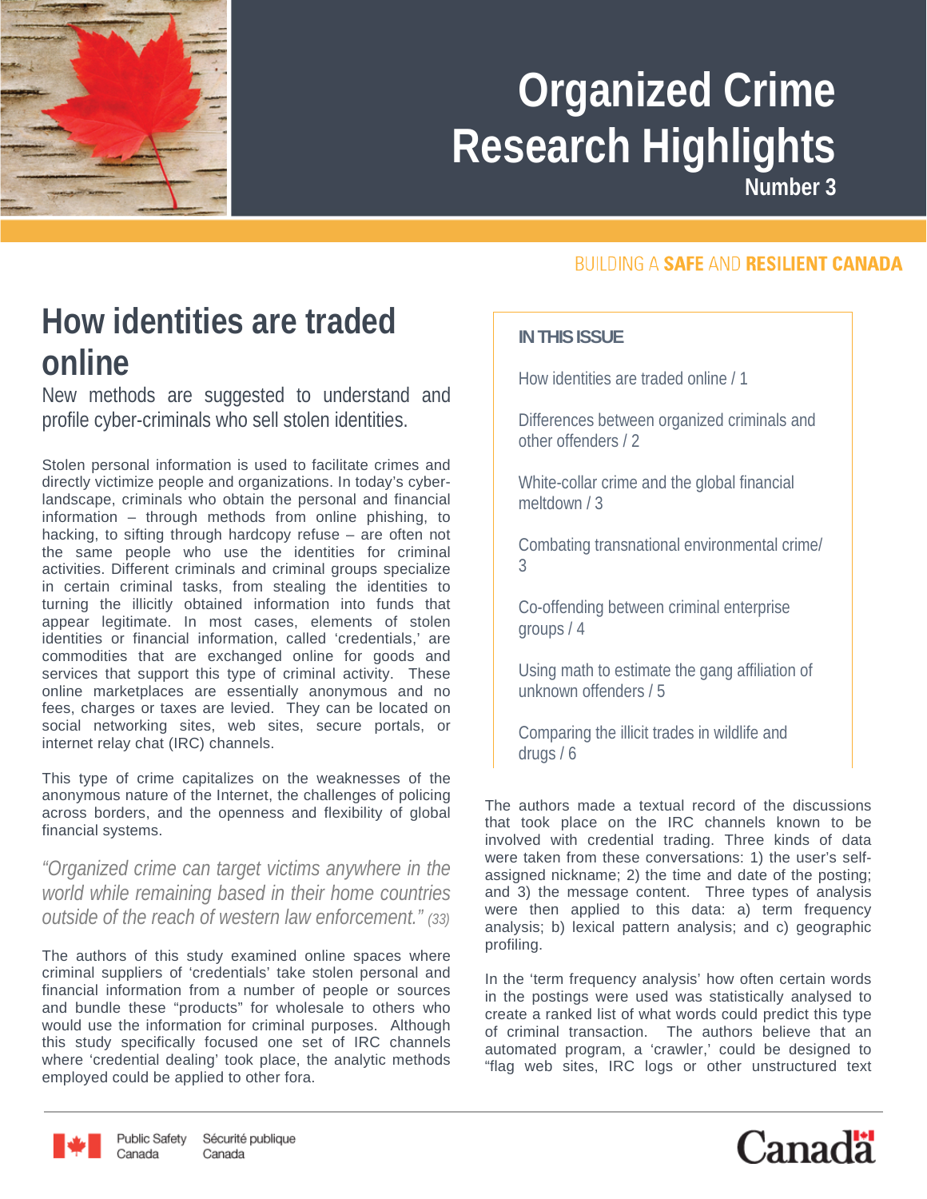# Organized Crime Research Highlights

Number 3

BUILDING A **SAFE** AND **RESILIENT CANADA**

**IN THIS ISSUE**

How identities are traded online / 1

Differences between organized criminals and other offenders / 2

White-collar crime and the global financial meltdown / 3

Combating transnational environmental crime/ 3

Co-offending between criminal enterprise groups / 4

Using math to estimate the gang affiliation of unknown offenders / 5

Comparing the illicit trades in wildlife and drugs / 6

## How identities are traded online

New methods are suggested to understand and profile cyber-criminals who sell stolen identities.

Stolen personal information is used to facilitate crimes and directly victimize people and organizations. In today's cyber-landscape, criminals who obtain the personal and financial information – through methods from online phishing, to hacking, to sifting through hardcopy refuse – are often not the same people who use the identities for criminal activities. Different criminals and criminal groups specialize in certain criminal tasks, from stealing the identities to turning the illicitly obtained information into funds that appear legitimate. In most cases, elements of stolen identities or financial information, called 'credentials,' are commodities that are exchanged online for goods and services that support this type of criminal activity. These online marketplaces are essentially anonymous and no fees, charges or taxes are levied. They can be located on social networking sites, web sites, secure portals, or internet relay chat (IRC) channels.

This type of crime capitalizes on the weaknesses of the anonymous nature of the Internet, the challenges of policing across borders, and the openness and flexibility of global financial systems.

*"Organized crime can target victims anywhere in the world while remaining based in their home countries outside of the reach of western law enforcement." (33)*

The authors of this study examined online spaces where criminal suppliers of 'credentials' take stolen personal and financial information from a number of people or sources and bundle these "products" for wholesale to others who would use the information for criminal purposes. Although this study specifically focused one set of IRC channels where 'credential dealing' took place, the analytic methods employed could be applied to other fora.

The authors made a textual record of the discussions that took place on the IRC channels known to be involved with credential trading. Three kinds of data were taken from these conversations: 1) the user's self-assigned nickname; 2) the time and date of the posting; and 3) the message content. Three types of analysis were then applied to this data: a) term frequency analysis; b) lexical pattern analysis; and c) geographic profiling.

In the 'term frequency analysis' how often certain words in the postings were used was statistically analysed to create a ranked list of what words could predict this type of criminal transaction. The authors believe that an automated program, a 'crawler,' could be designed to "flag web sites, IRC logs or other unstructured text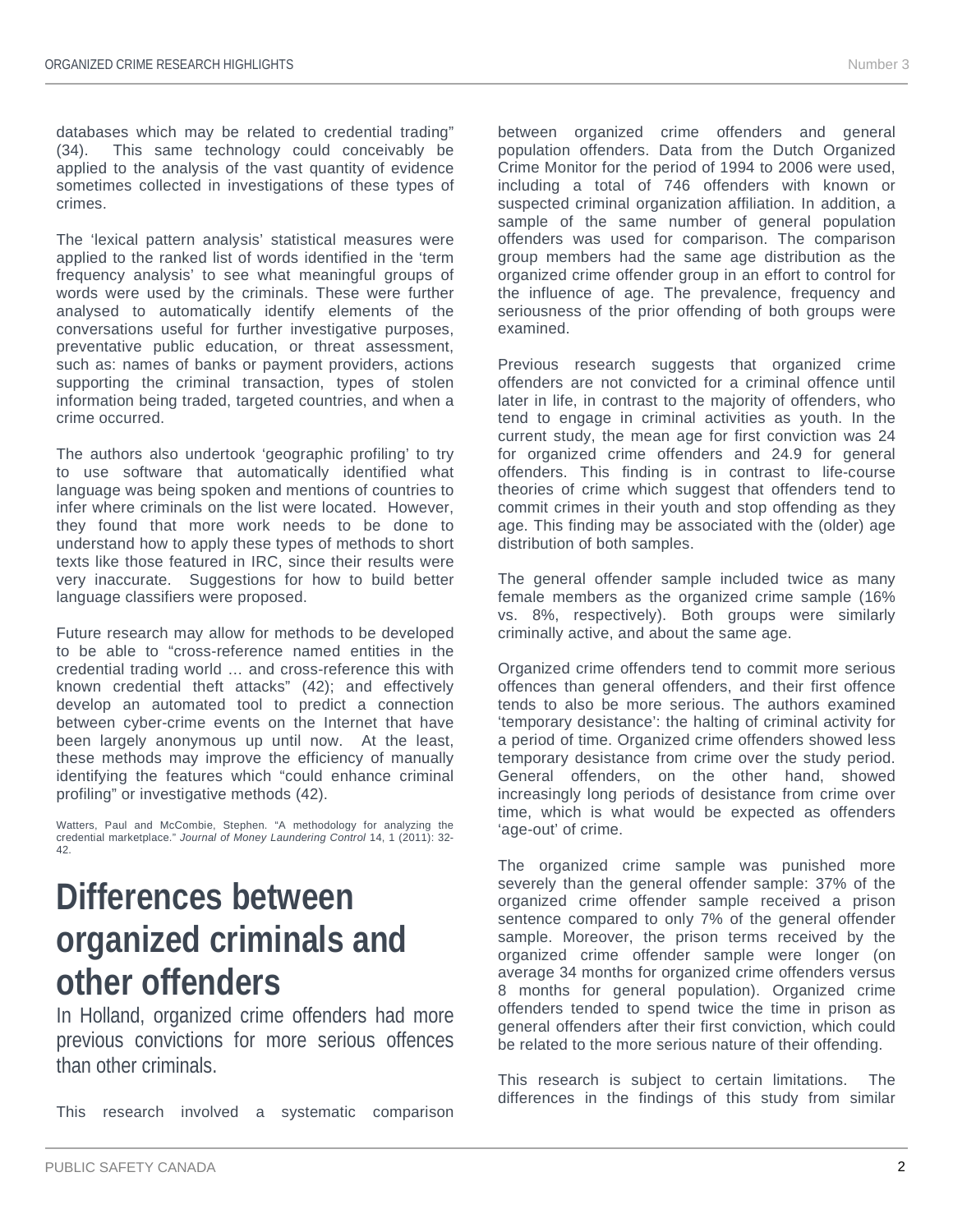databases which may be related to credential trading" (34). This same technology could conceivably be applied to the analysis of the vast quantity of evidence sometimes collected in investigations of these types of crimes.

The 'lexical pattern analysis' statistical measures were applied to the ranked list of words identified in the 'term frequency analysis' to see what meaningful groups of words were used by the criminals. These were further analysed to automatically identify elements of the conversations useful for further investigative purposes, preventative public education, or threat assessment, such as: names of banks or payment providers, actions supporting the criminal transaction, types of stolen information being traded, targeted countries, and when a crime occurred.

The authors also undertook 'geographic profiling' to try to use software that automatically identified what language was being spoken and mentions of countries to infer where criminals on the list were located. However, they found that more work needs to be done to understand how to apply these types of methods to short texts like those featured in IRC, since their results were very inaccurate. Suggestions for how to build better language classifiers were proposed.

Future research may allow for methods to be developed to be able to "cross-reference named entities in the credential trading world … and cross-reference this with known credential theft attacks" (42); and effectively develop an automated tool to predict a connection between cyber-crime events on the Internet that have been largely anonymous up until now. At the least, these methods may improve the efficiency of manually identifying the features which "could enhance criminal profiling" or investigative methods (42).

Watters, Paul and McCombie, Stephen. "A methodology for analyzing the credential marketplace." *Journal of Money Laundering Control* 14, 1 (2011): 32-42.

# Differences between organized criminals and other offenders

In Holland, organized crime offenders had more previous convictions for more serious offences than other criminals.

This research involved a systematic comparison between organized crime offenders and general population offenders. Data from the Dutch Organized Crime Monitor for the period of 1994 to 2006 were used, including a total of 746 offenders with known or suspected criminal organization affiliation. In addition, a sample of the same number of general population offenders was used for comparison. The comparison group members had the same age distribution as the organized crime offender group in an effort to control for the influence of age. The prevalence, frequency and seriousness of the prior offending of both groups were examined.

Previous research suggests that organized crime offenders are not convicted for a criminal offence until later in life, in contrast to the majority of offenders, who tend to engage in criminal activities as youth. In the current study, the mean age for first conviction was 24 for organized crime offenders and 24.9 for general offenders. This finding is in contrast to life-course theories of crime which suggest that offenders tend to commit crimes in their youth and stop offending as they age. This finding may be associated with the (older) age distribution of both samples.

The general offender sample included twice as many female members as the organized crime sample (16% vs. 8%, respectively). Both groups were similarly criminally active, and about the same age.

Organized crime offenders tend to commit more serious offences than general offenders, and their first offence tends to also be more serious. The authors examined 'temporary desistance': the halting of criminal activity for a period of time. Organized crime offenders showed less temporary desistance from crime over the study period. General offenders, on the other hand, showed increasingly long periods of desistance from crime over time, which is what would be expected as offenders 'age-out' of crime.

The organized crime sample was punished more severely than the general offender sample: 37% of the organized crime offender sample received a prison sentence compared to only 7% of the general offender sample. Moreover, the prison terms received by the organized crime offender sample were longer (on average 34 months for organized crime offenders versus 8 months for general population). Organized crime offenders tended to spend twice the time in prison as general offenders after their first conviction, which could be related to the more serious nature of their offending.

This research is subject to certain limitations. The differences in the findings of this study from similar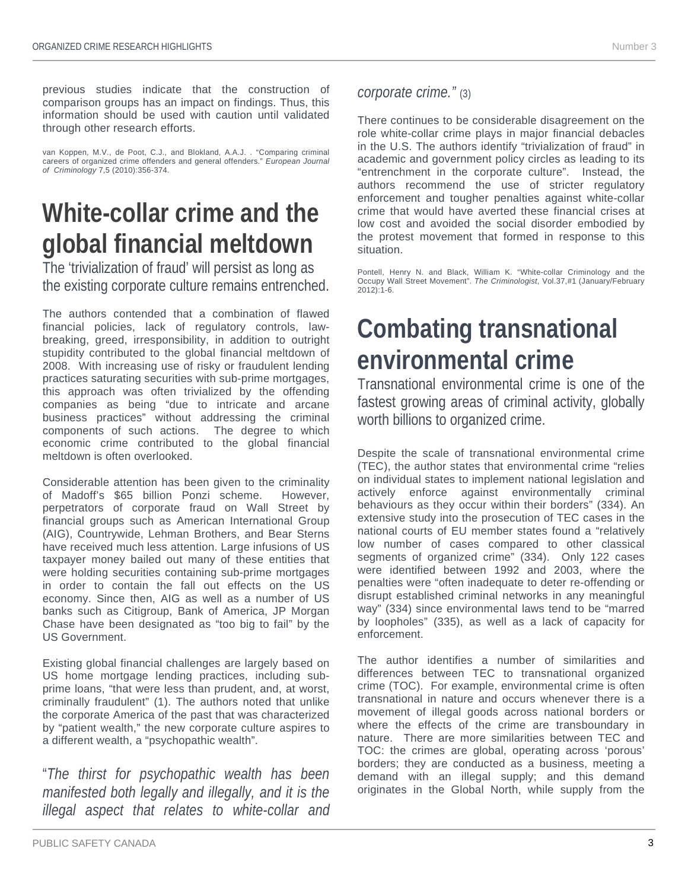previous studies indicate that the construction of comparison groups has an impact on findings. Thus, this information should be used with caution until validated through other research efforts.

van Koppen, M.V., de Poot, C.J., and Blokland, A.A.J. . "Comparing criminal careers of organized crime offenders and general offenders." *European Journal of Criminology* 7,5 (2010):356-374.

# White-collar crime and the global financial meltdown

The 'trivialization of fraud' will persist as long as the existing corporate culture remains entrenched.

The authors contended that a combination of flawed financial policies, lack of regulatory controls, law-breaking, greed, irresponsibility, in addition to outright stupidity contributed to the global financial meltdown of 2008. With increasing use of risky or fraudulent lending practices saturating securities with sub-prime mortgages, this approach was often trivialized by the offending companies as being "due to intricate and arcane business practices" without addressing the criminal components of such actions. The degree to which economic crime contributed to the global financial meltdown is often overlooked.

Considerable attention has been given to the criminality of Madoff's $65 billion Ponzi scheme. However, perpetrators of corporate fraud on Wall Street by financial groups such as American International Group (AIG), Countrywide, Lehman Brothers, and Bear Sterns have received much less attention. Large infusions of US taxpayer money bailed out many of these entities that were holding securities containing sub-prime mortgages in order to contain the fall out effects on the US economy. Since then, AIG as well as a number of US banks such as Citigroup, Bank of America, JP Morgan Chase have been designated as "too big to fail" by the US Government.

Existing global financial challenges are largely based on US home mortgage lending practices, including sub-prime loans, "that were less than prudent, and, at worst, criminally fraudulent" (1). The authors noted that unlike the corporate America of the past that was characterized by "patient wealth," the new corporate culture aspires to a different wealth, a "psychopathic wealth".

"*The thirst for psychopathic wealth has been manifested both legally and illegally, and it is the illegal aspect that relates to white-collar and corporate crime."* (3)

There continues to be considerable disagreement on the role white-collar crime plays in major financial debacles in the U.S. The authors identify "trivialization of fraud" in academic and government policy circles as leading to its "entrenchment in the corporate culture". Instead, the authors recommend the use of stricter regulatory enforcement and tougher penalties against white-collar crime that would have averted these financial crises at low cost and avoided the social disorder embodied by the protest movement that formed in response to this situation.

Pontell, Henry N. and Black, William K. "White-collar Criminology and the Occupy Wall Street Movement". *The Criminologist*, Vol.37,#1 (January/February 2012):1-6.

# Combating transnational environmental crime

Transnational environmental crime is one of the fastest growing areas of criminal activity, globally worth billions to organized crime.

Despite the scale of transnational environmental crime (TEC), the author states that environmental crime "relies on individual states to implement national legislation and actively enforce against environmentally criminal behaviours as they occur within their borders" (334). An extensive study into the prosecution of TEC cases in the national courts of EU member states found a "relatively low number of cases compared to other classical segments of organized crime" (334). Only 122 cases were identified between 1992 and 2003, where the penalties were "often inadequate to deter re-offending or disrupt established criminal networks in any meaningful way" (334) since environmental laws tend to be "marred by loopholes" (335), as well as a lack of capacity for enforcement.

The author identifies a number of similarities and differences between TEC to transnational organized crime (TOC). For example, environmental crime is often transnational in nature and occurs whenever there is a movement of illegal goods across national borders or where the effects of the crime are transboundary in nature. There are more similarities between TEC and TOC: the crimes are global, operating across 'porous' borders; they are conducted as a business, meeting a demand with an illegal supply; and this demand originates in the Global North, while supply from the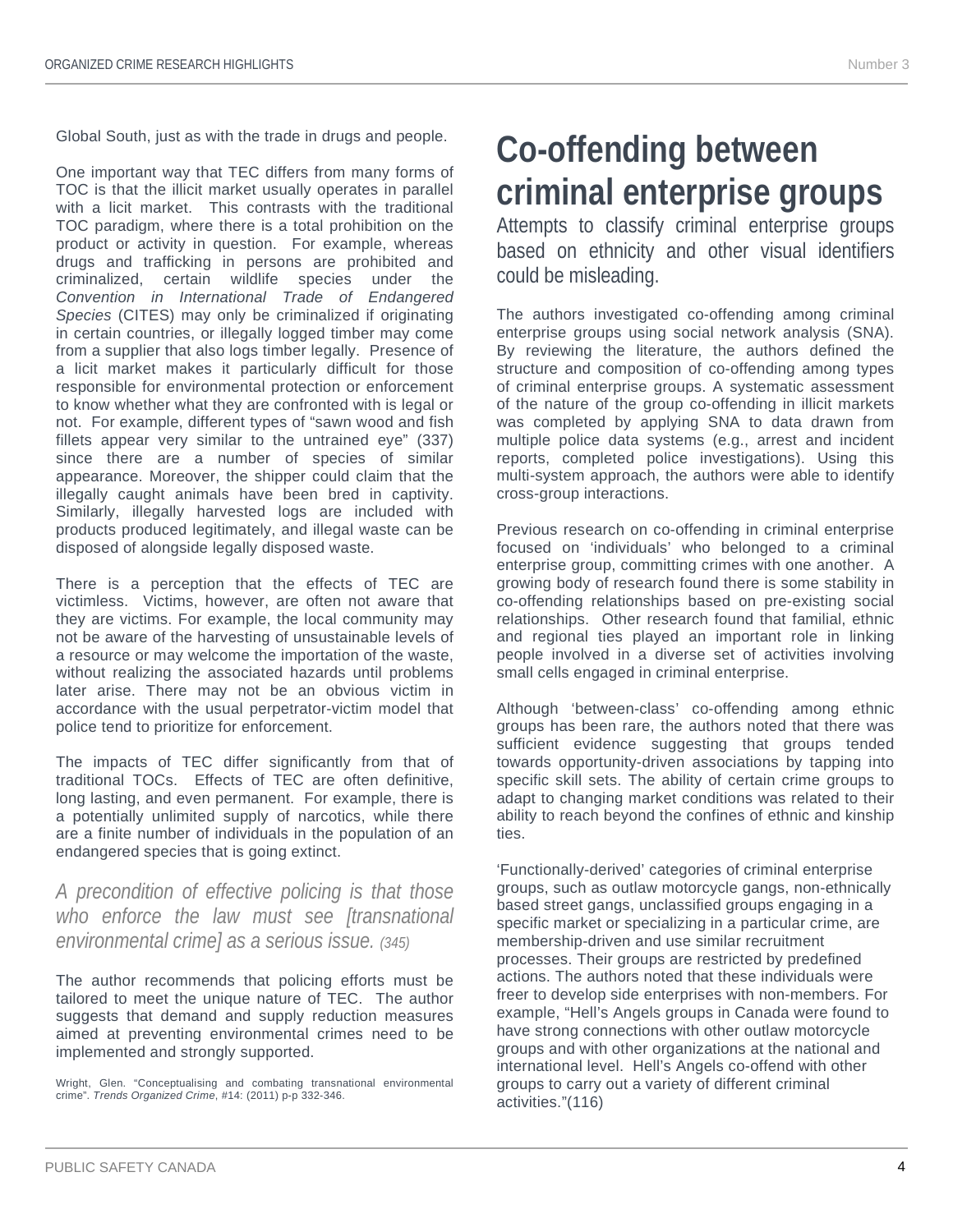Global South, just as with the trade in drugs and people.

One important way that TEC differs from many forms of TOC is that the illicit market usually operates in parallel with a licit market. This contrasts with the traditional TOC paradigm, where there is a total prohibition on the product or activity in question. For example, whereas drugs and trafficking in persons are prohibited and criminalized, certain wildlife species under the *Convention in International Trade of Endangered Species* (CITES) may only be criminalized if originating in certain countries, or illegally logged timber may come from a supplier that also logs timber legally. Presence of a licit market makes it particularly difficult for those responsible for environmental protection or enforcement to know whether what they are confronted with is legal or not. For example, different types of "sawn wood and fish fillets appear very similar to the untrained eye" (337) since there are a number of species of similar appearance. Moreover, the shipper could claim that the illegally caught animals have been bred in captivity. Similarly, illegally harvested logs are included with products produced legitimately, and illegal waste can be disposed of alongside legally disposed waste.

There is a perception that the effects of TEC are victimless. Victims, however, are often not aware that they are victims. For example, the local community may not be aware of the harvesting of unsustainable levels of a resource or may welcome the importation of the waste, without realizing the associated hazards until problems later arise. There may not be an obvious victim in accordance with the usual perpetrator-victim model that police tend to prioritize for enforcement.

The impacts of TEC differ significantly from that of traditional TOCs. Effects of TEC are often definitive, long lasting, and even permanent. For example, there is a potentially unlimited supply of narcotics, while there are a finite number of individuals in the population of an endangered species that is going extinct.

*A precondition of effective policing is that those who enforce the law must see [transnational environmental crime] as a serious issue. (345)*

The author recommends that policing efforts must be tailored to meet the unique nature of TEC. The author suggests that demand and supply reduction measures aimed at preventing environmental crimes need to be implemented and strongly supported.

Wright, Glen. "Conceptualising and combating transnational environmental crime". *Trends Organized Crime*, #14: (2011) p-p 332-346.

# Co-offending between criminal enterprise groups

Attempts to classify criminal enterprise groups based on ethnicity and other visual identifiers could be misleading.

The authors investigated co-offending among criminal enterprise groups using social network analysis (SNA). By reviewing the literature, the authors defined the structure and composition of co-offending among types of criminal enterprise groups. A systematic assessment of the nature of the group co-offending in illicit markets was completed by applying SNA to data drawn from multiple police data systems (e.g., arrest and incident reports, completed police investigations). Using this multi-system approach, the authors were able to identify cross-group interactions.

Previous research on co-offending in criminal enterprise focused on 'individuals' who belonged to a criminal enterprise group, committing crimes with one another. A growing body of research found there is some stability in co-offending relationships based on pre-existing social relationships. Other research found that familial, ethnic and regional ties played an important role in linking people involved in a diverse set of activities involving small cells engaged in criminal enterprise.

Although 'between-class' co-offending among ethnic groups has been rare, the authors noted that there was sufficient evidence suggesting that groups tended towards opportunity-driven associations by tapping into specific skill sets. The ability of certain crime groups to adapt to changing market conditions was related to their ability to reach beyond the confines of ethnic and kinship ties.

'Functionally-derived' categories of criminal enterprise groups, such as outlaw motorcycle gangs, non-ethnically based street gangs, unclassified groups engaging in a specific market or specializing in a particular crime, are membership-driven and use similar recruitment processes. Their groups are restricted by predefined actions. The authors noted that these individuals were freer to develop side enterprises with non-members. For example, "Hell's Angels groups in Canada were found to have strong connections with other outlaw motorcycle groups and with other organizations at the national and international level. Hell's Angels co-offend with other groups to carry out a variety of different criminal activities."(116)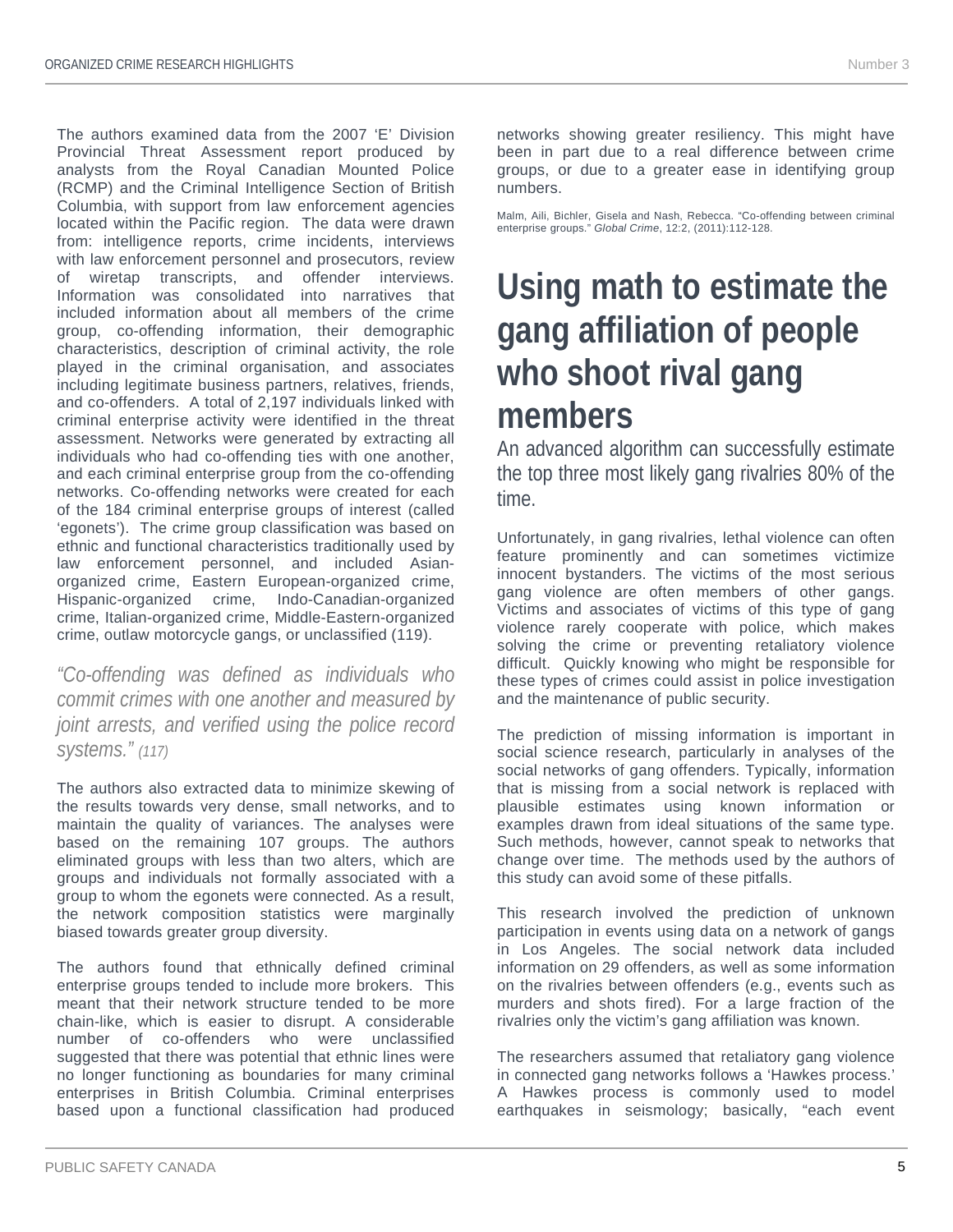The authors examined data from the 2007 'E' Division Provincial Threat Assessment report produced by analysts from the Royal Canadian Mounted Police (RCMP) and the Criminal Intelligence Section of British Columbia, with support from law enforcement agencies located within the Pacific region. The data were drawn from: intelligence reports, crime incidents, interviews with law enforcement personnel and prosecutors, review of wiretap transcripts, and offender interviews. Information was consolidated into narratives that included information about all members of the crime group, co-offending information, their demographic characteristics, description of criminal activity, the role played in the criminal organisation, and associates including legitimate business partners, relatives, friends, and co-offenders. A total of 2,197 individuals linked with criminal enterprise activity were identified in the threat assessment. Networks were generated by extracting all individuals who had co-offending ties with one another, and each criminal enterprise group from the co-offending networks. Co-offending networks were created for each of the 184 criminal enterprise groups of interest (called 'egonets'). The crime group classification was based on ethnic and functional characteristics traditionally used by law enforcement personnel, and included Asian-organized crime, Eastern European-organized crime, Hispanic-organized crime, Indo-Canadian-organized crime, Italian-organized crime, Middle-Eastern-organized crime, outlaw motorcycle gangs, or unclassified (119).

*"Co-offending was defined as individuals who commit crimes with one another and measured by joint arrests, and verified using the police record systems." (117)*

The authors also extracted data to minimize skewing of the results towards very dense, small networks, and to maintain the quality of variances. The analyses were based on the remaining 107 groups. The authors eliminated groups with less than two alters, which are groups and individuals not formally associated with a group to whom the egonets were connected. As a result, the network composition statistics were marginally biased towards greater group diversity.

The authors found that ethnically defined criminal enterprise groups tended to include more brokers. This meant that their network structure tended to be more chain-like, which is easier to disrupt. A considerable number of co-offenders who were unclassified suggested that there was potential that ethnic lines were no longer functioning as boundaries for many criminal enterprises in British Columbia. Criminal enterprises based upon a functional classification had produced networks showing greater resiliency. This might have been in part due to a real difference between crime groups, or due to a greater ease in identifying group numbers.

Malm, Aili, Bichler, Gisela and Nash, Rebecca. "Co-offending between criminal enterprise groups." *Global Crime*, 12:2, (2011):112-128.

# Using math to estimate the gang affiliation of people who shoot rival gang members

An advanced algorithm can successfully estimate the top three most likely gang rivalries 80% of the time.

Unfortunately, in gang rivalries, lethal violence can often feature prominently and can sometimes victimize innocent bystanders. The victims of the most serious gang violence are often members of other gangs. Victims and associates of victims of this type of gang violence rarely cooperate with police, which makes solving the crime or preventing retaliatory violence difficult. Quickly knowing who might be responsible for these types of crimes could assist in police investigation and the maintenance of public security.

The prediction of missing information is important in social science research, particularly in analyses of the social networks of gang offenders. Typically, information that is missing from a social network is replaced with plausible estimates using known information or examples drawn from ideal situations of the same type. Such methods, however, cannot speak to networks that change over time. The methods used by the authors of this study can avoid some of these pitfalls.

This research involved the prediction of unknown participation in events using data on a network of gangs in Los Angeles. The social network data included information on 29 offenders, as well as some information on the rivalries between offenders (e.g., events such as murders and shots fired). For a large fraction of the rivalries only the victim's gang affiliation was known.

The researchers assumed that retaliatory gang violence in connected gang networks follows a 'Hawkes process.' A Hawkes process is commonly used to model earthquakes in seismology; basically, "each event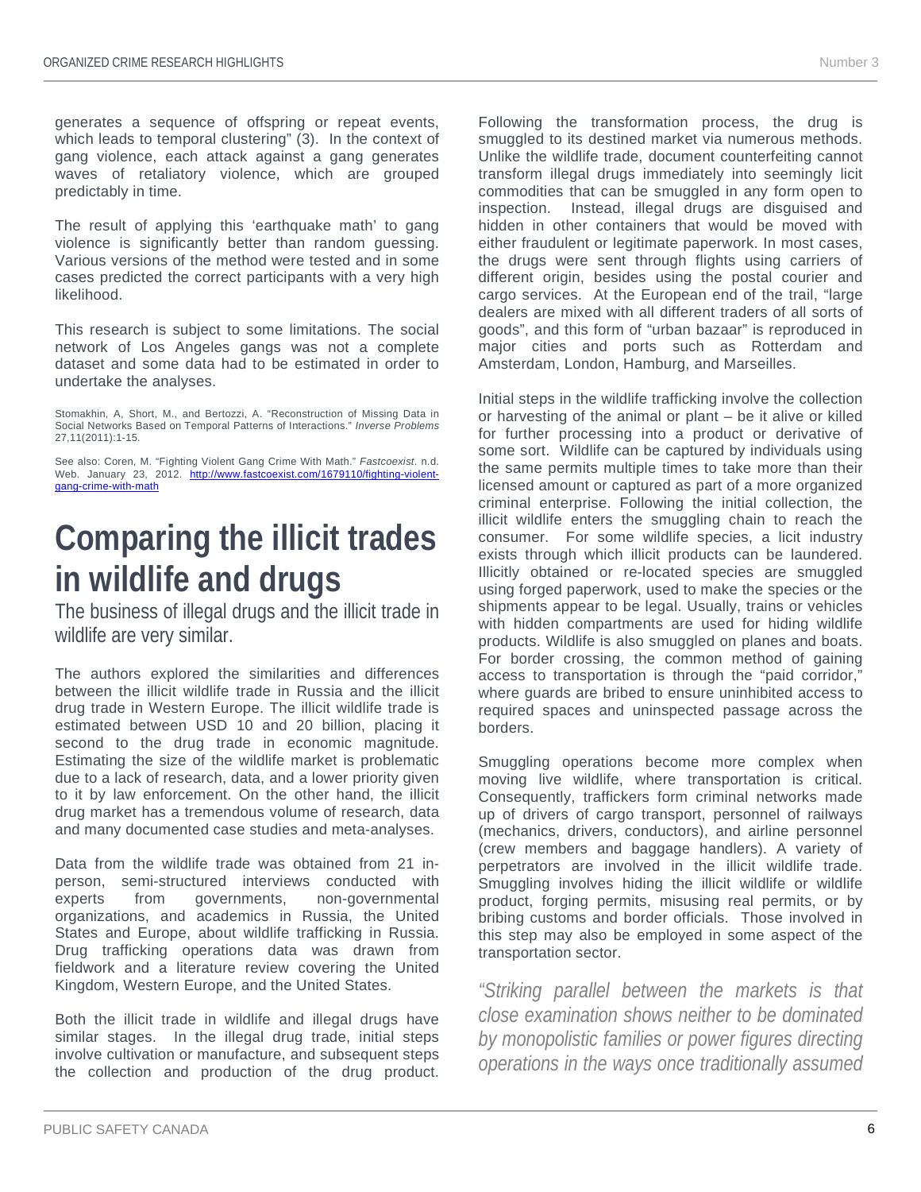generates a sequence of offspring or repeat events, which leads to temporal clustering" (3). In the context of gang violence, each attack against a gang generates waves of retaliatory violence, which are grouped predictably in time.

The result of applying this 'earthquake math' to gang violence is significantly better than random guessing. Various versions of the method were tested and in some cases predicted the correct participants with a very high likelihood.

This research is subject to some limitations. The social network of Los Angeles gangs was not a complete dataset and some data had to be estimated in order to undertake the analyses.

Stomakhin, A, Short, M., and Bertozzi, A. "Reconstruction of Missing Data in Social Networks Based on Temporal Patterns of Interactions." *Inverse Problems* 27,11(2011):1-15.

See also: Coren, M. "Fighting Violent Gang Crime With Math." *Fastcoexist*. n.d. Web. January 23, 2012. http://www.fastcoexist.com/1679110/fighting-violent-gang-crime-with-math

# Comparing the illicit trades in wildlife and drugs

## The business of illegal drugs and the illicit trade in wildlife are very similar.

The authors explored the similarities and differences between the illicit wildlife trade in Russia and the illicit drug trade in Western Europe. The illicit wildlife trade is estimated between USD 10 and 20 billion, placing it second to the drug trade in economic magnitude. Estimating the size of the wildlife market is problematic due to a lack of research, data, and a lower priority given to it by law enforcement. On the other hand, the illicit drug market has a tremendous volume of research, data and many documented case studies and meta-analyses.

Data from the wildlife trade was obtained from 21 in-person, semi-structured interviews conducted with experts from governments, non-governmental organizations, and academics in Russia, the United States and Europe, about wildlife trafficking in Russia. Drug trafficking operations data was drawn from fieldwork and a literature review covering the United Kingdom, Western Europe, and the United States.

Both the illicit trade in wildlife and illegal drugs have similar stages. In the illegal drug trade, initial steps involve cultivation or manufacture, and subsequent steps the collection and production of the drug product. Following the transformation process, the drug is smuggled to its destined market via numerous methods. Unlike the wildlife trade, document counterfeiting cannot transform illegal drugs immediately into seemingly licit commodities that can be smuggled in any form open to inspection. Instead, illegal drugs are disguised and hidden in other containers that would be moved with either fraudulent or legitimate paperwork. In most cases, the drugs were sent through flights using carriers of different origin, besides using the postal courier and cargo services. At the European end of the trail, "large dealers are mixed with all different traders of all sorts of goods", and this form of "urban bazaar" is reproduced in major cities and ports such as Rotterdam and Amsterdam, London, Hamburg, and Marseilles.

Initial steps in the wildlife trafficking involve the collection or harvesting of the animal or plant – be it alive or killed for further processing into a product or derivative of some sort. Wildlife can be captured by individuals using the same permits multiple times to take more than their licensed amount or captured as part of a more organized criminal enterprise. Following the initial collection, the illicit wildlife enters the smuggling chain to reach the consumer. For some wildlife species, a licit industry exists through which illicit products can be laundered. Illicitly obtained or re-located species are smuggled using forged paperwork, used to make the species or the shipments appear to be legal. Usually, trains or vehicles with hidden compartments are used for hiding wildlife products. Wildlife is also smuggled on planes and boats. For border crossing, the common method of gaining access to transportation is through the "paid corridor," where guards are bribed to ensure uninhibited access to required spaces and uninspected passage across the borders.

Smuggling operations become more complex when moving live wildlife, where transportation is critical. Consequently, traffickers form criminal networks made up of drivers of cargo transport, personnel of railways (mechanics, drivers, conductors), and airline personnel (crew members and baggage handlers). A variety of perpetrators are involved in the illicit wildlife trade. Smuggling involves hiding the illicit wildlife or wildlife product, forging permits, misusing real permits, or by bribing customs and border officials. Those involved in this step may also be employed in some aspect of the transportation sector.

*"Striking parallel between the markets is that close examination shows neither to be dominated by monopolistic families or power figures directing operations in the ways once traditionally assumed*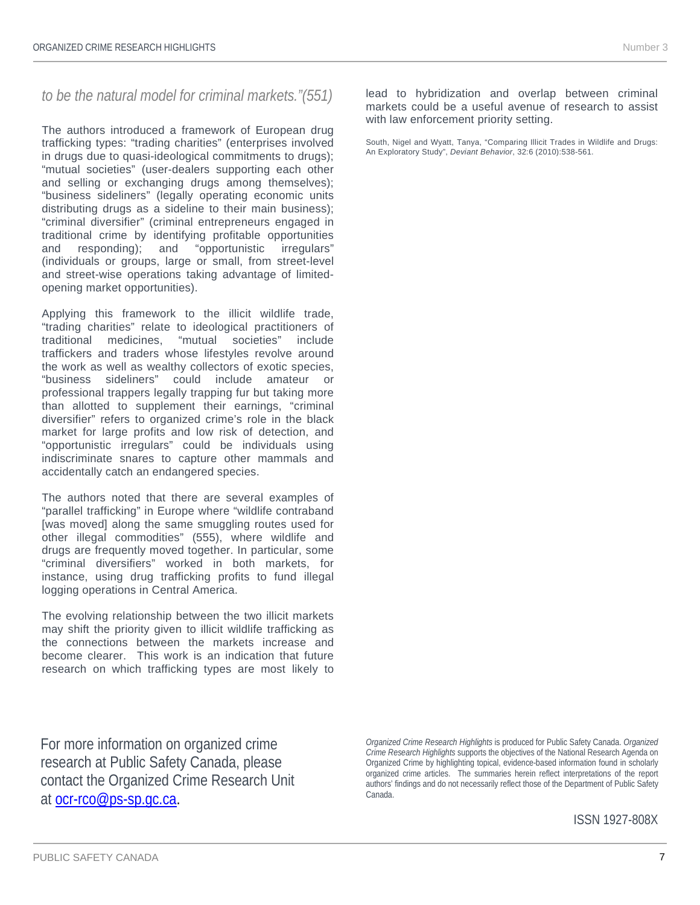*to be the natural model for criminal markets."(551)*

The authors introduced a framework of European drug trafficking types: "trading charities" (enterprises involved in drugs due to quasi-ideological commitments to drugs); "mutual societies" (user-dealers supporting each other and selling or exchanging drugs among themselves); "business sideliners" (legally operating economic units distributing drugs as a sideline to their main business); "criminal diversifier" (criminal entrepreneurs engaged in traditional crime by identifying profitable opportunities and responding); and "opportunistic irregulars" (individuals or groups, large or small, from street-level and street-wise operations taking advantage of limited-opening market opportunities).

Applying this framework to the illicit wildlife trade, "trading charities" relate to ideological practitioners of traditional medicines, "mutual societies" include traffickers and traders whose lifestyles revolve around the work as well as wealthy collectors of exotic species, "business sideliners" could include amateur or professional trappers legally trapping fur but taking more than allotted to supplement their earnings, "criminal diversifier" refers to organized crime's role in the black market for large profits and low risk of detection, and "opportunistic irregulars" could be individuals using indiscriminate snares to capture other mammals and accidentally catch an endangered species.

The authors noted that there are several examples of "parallel trafficking" in Europe where "wildlife contraband [was moved] along the same smuggling routes used for other illegal commodities" (555), where wildlife and drugs are frequently moved together. In particular, some "criminal diversifiers" worked in both markets, for instance, using drug trafficking profits to fund illegal logging operations in Central America.

The evolving relationship between the two illicit markets may shift the priority given to illicit wildlife trafficking as the connections between the markets increase and become clearer. This work is an indication that future research on which trafficking types are most likely to lead to hybridization and overlap between criminal markets could be a useful avenue of research to assist with law enforcement priority setting.

South, Nigel and Wyatt, Tanya, "Comparing Illicit Trades in Wildlife and Drugs: An Exploratory Study", *Deviant Behavior*, 32:6 (2010):538-561.

For more information on organized crime research at Public Safety Canada, please contact the Organized Crime Research Unit at [ocr-rco@ps-sp.gc.ca](mailto:ocr-rco@ps-sp.gc.ca).

*Organized Crime Research Highlights* is produced for Public Safety Canada. *Organized Crime Research Highlights* supports the objectives of the National Research Agenda on Organized Crime by highlighting topical, evidence-based information found in scholarly organized crime articles. The summaries herein reflect interpretations of the report authors' findings and do not necessarily reflect those of the Department of Public Safety Canada.

ISSN 1927-808X